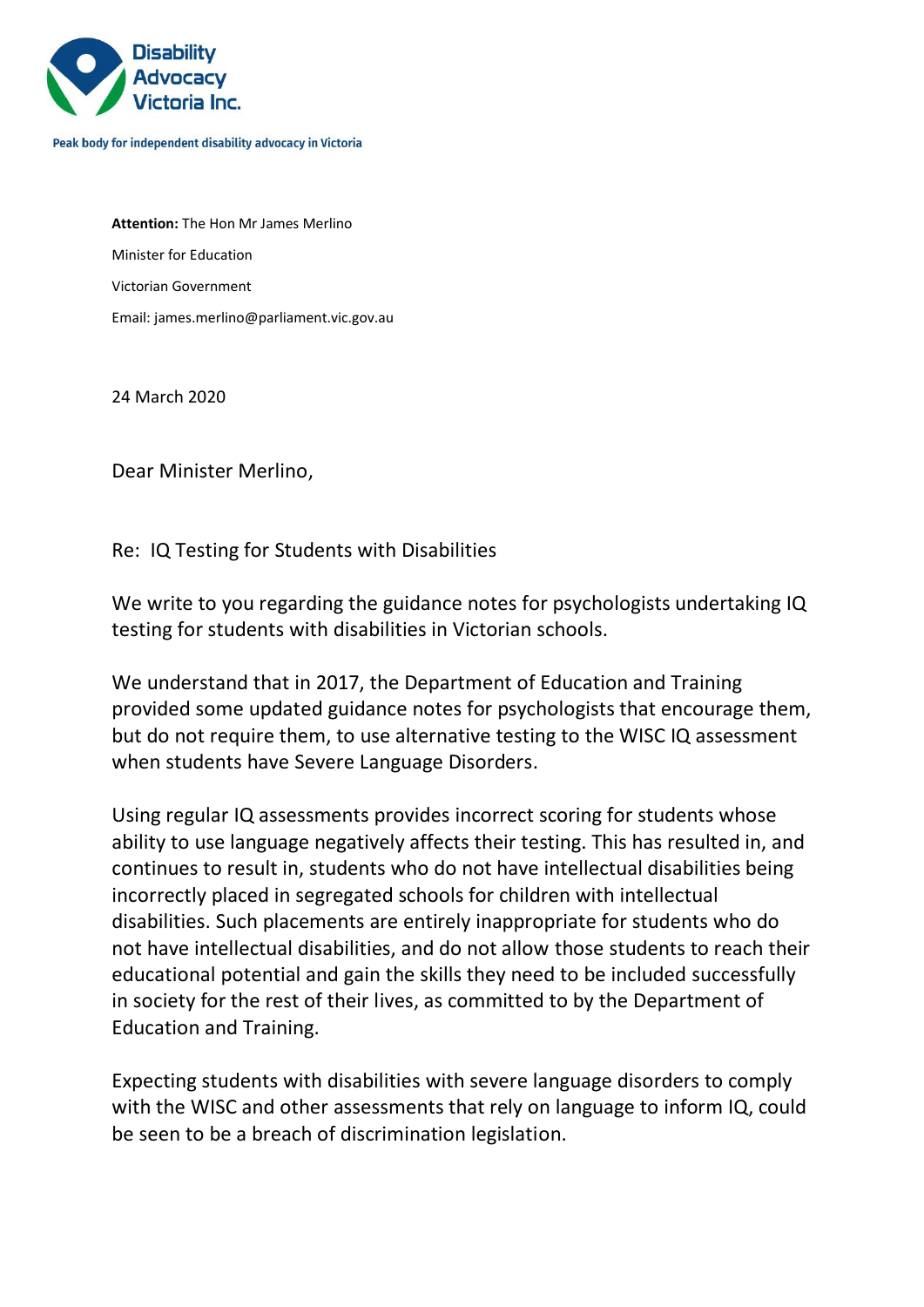Disability Advocacy Victoria Inc.

Peak body for independent disability advocacy in Victoria

**Attention:** The Hon Mr James Merlino

Minister for Education

Victorian Government

Email: james.merlino@parliament.vic.gov.au

24 March 2020

Dear Minister Merlino,

Re: IQ Testing for Students with Disabilities

We write to you regarding the guidance notes for psychologists undertaking IQ testing for students with disabilities in Victorian schools.

We understand that in 2017, the Department of Education and Training provided some updated guidance notes for psychologists that encourage them, but do not require them, to use alternative testing to the WISC IQ assessment when students have Severe Language Disorders.

Using regular IQ assessments provides incorrect scoring for students whose ability to use language negatively affects their testing. This has resulted in, and continues to result in, students who do not have intellectual disabilities being incorrectly placed in segregated schools for children with intellectual disabilities. Such placements are entirely inappropriate for students who do not have intellectual disabilities, and do not allow those students to reach their educational potential and gain the skills they need to be included successfully in society for the rest of their lives, as committed to by the Department of Education and Training.

Expecting students with disabilities with severe language disorders to comply with the WISC and other assessments that rely on language to inform IQ, could be seen to be a breach of discrimination legislation.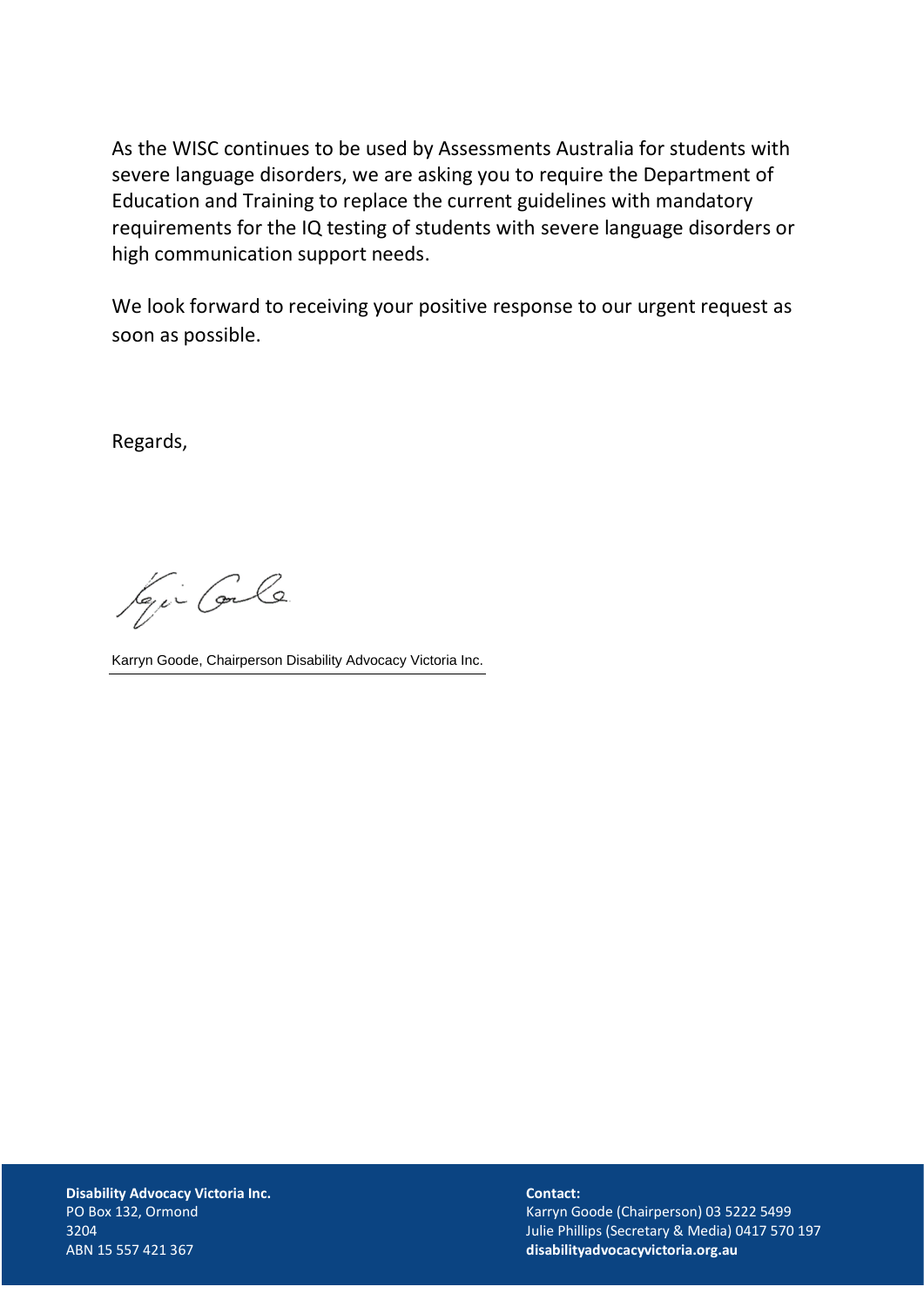As the WISC continues to be used by Assessments Australia for students with severe language disorders, we are asking you to require the Department of Education and Training to replace the current guidelines with mandatory requirements for the IQ testing of students with severe language disorders or high communication support needs.

We look forward to receiving your positive response to our urgent request as soon as possible.

Regards,

Karryn Goode, Chairperson Disability Advocacy Victoria Inc.

**Disability Advocacy Victoria Inc.**
PO Box 132, Ormond
3204
ABN 15 557 421 367

**Contact:**
Karryn Goode (Chairperson) 03 5222 5499
Julie Phillips (Secretary & Media) 0417 570 197
**disabilityadvocacyvictoria.org.au**